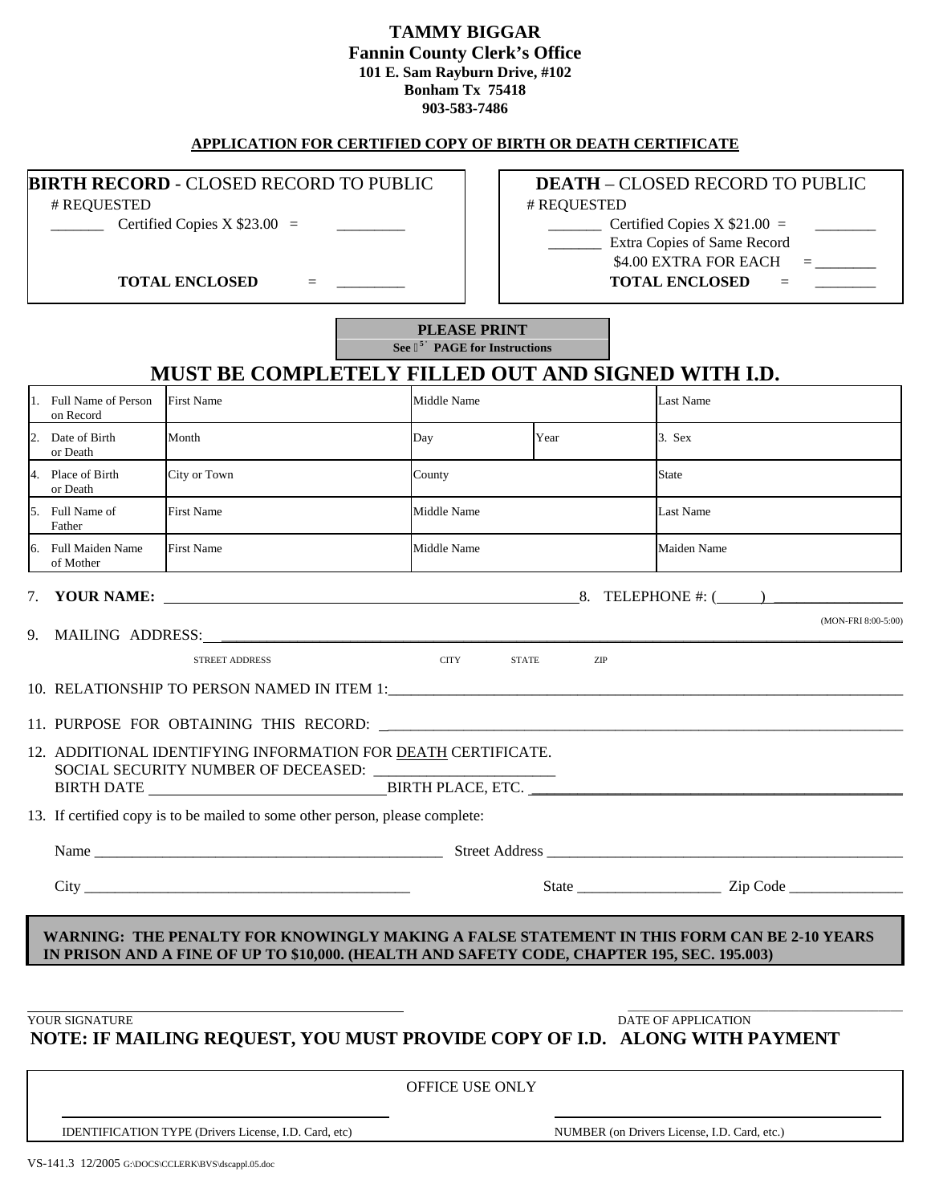**TAMMY BIGGAR**
**Fannin County Clerk's Office**
**101 E. Sam Rayburn Drive, #102**
**Bonham Tx 75418**
**903-583-7486**

**APPLICATION FOR CERTIFIED COPY OF BIRTH OR DEATH CERTIFICATE**

| **BIRTH RECORD** - CLOSED RECORD TO PUBLIC | **DEATH** – CLOSED RECORD TO PUBLIC |
|---|---|
| # REQUESTED | # REQUESTED |
| _______ Certified Copies X $23.00 = _________ | _______ Certified Copies X $21.00 = ________ |
| | _______ Extra Copies of Same Record $4.00 EXTRA FOR EACH = ________ |
| **TOTAL ENCLOSED** = _________ | **TOTAL ENCLOSED** = ________ |

**PLEASE PRINT**
**See PAGE for Instructions**

# MUST BE COMPLETELY FILLED OUT AND SIGNED WITH I.D.

| | | | | |
|---|---|---|---|---|
| 1. Full Name of Person on Record | First Name | Middle Name | | Last Name |
| 2. Date of Birth or Death | Month | Day | Year | 3. Sex |
| 4. Place of Birth or Death | City or Town | County | | State |
| 5. Full Name of Father | First Name | Middle Name | | Last Name |
| 6. Full Maiden Name of Mother | First Name | Middle Name | | Maiden Name |

7. **YOUR NAME:** ________________________________ 8. TELEPHONE #: (______) ________________ (MON-FRI 8:00-5:00)

9. MAILING ADDRESS: ____________________________________________
STREET ADDRESS CITY STATE ZIP

10. RELATIONSHIP TO PERSON NAMED IN ITEM 1: ____________________________________________

11. PURPOSE FOR OBTAINING THIS RECORD: ____________________________________________

12. ADDITIONAL IDENTIFYING INFORMATION FOR DEATH CERTIFICATE.
SOCIAL SECURITY NUMBER OF DECEASED: _______________________
BIRTH DATE ______________________________ BIRTH PLACE, ETC. ______________________________

13. If certified copy is to be mailed to some other person, please complete:

Name ______________________________________________ Street Address ______________________________________________

City ___________________________________________ State __________________ Zip Code _______________

**WARNING: THE PENALTY FOR KNOWINGLY MAKING A FALSE STATEMENT IN THIS FORM CAN BE 2-10 YEARS IN PRISON AND A FINE OF UP TO $10,000. (HEALTH AND SAFETY CODE, CHAPTER 195, SEC. 195.003)**

_______________________________________ _______________________________________
YOUR SIGNATURE DATE OF APPLICATION

**NOTE: IF MAILING REQUEST, YOU MUST PROVIDE COPY OF I.D. ALONG WITH PAYMENT**

OFFICE USE ONLY

_______________________________________ _______________________________________
IDENTIFICATION TYPE (Drivers License, I.D. Card, etc) NUMBER (on Drivers License, I.D. Card, etc.)

VS-141.3 12/2005 G:\DOCS\CCLERK\BVS\dscappl.05.doc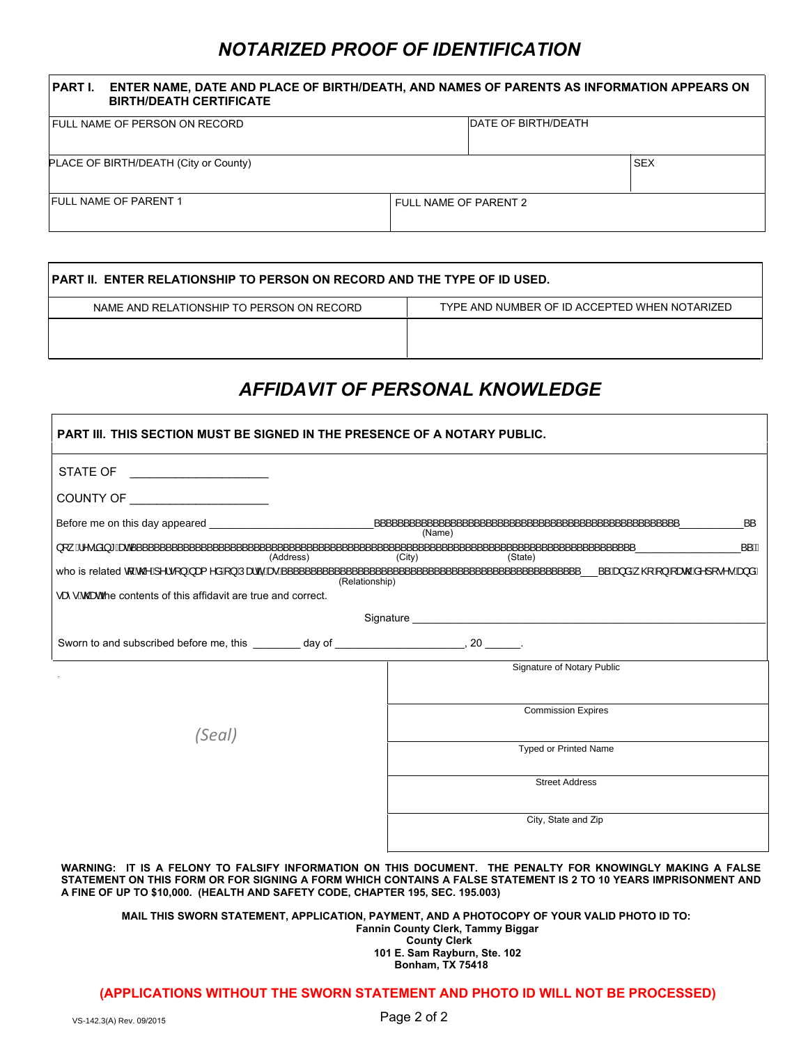# NOTARIZED PROOF OF IDENTIFICATION

| **PART I. ENTER NAME, DATE AND PLACE OF BIRTH/DEATH, AND NAMES OF PARENTS AS INFORMATION APPEARS ON BIRTH/DEATH CERTIFICATE** | | |
|---|---|---|
| FULL NAME OF PERSON ON RECORD | DATE OF BIRTH/DEATH | |
| PLACE OF BIRTH/DEATH (City or County) | | SEX |
| FULL NAME OF PARENT 1 | FULL NAME OF PARENT 2 | |

| **PART II. ENTER RELATIONSHIP TO PERSON ON RECORD AND THE TYPE OF ID USED.** | |
|---|---|
| NAME AND RELATIONSHIP TO PERSON ON RECORD | TYPE AND NUMBER OF ID ACCEPTED WHEN NOTARIZED |
| | |

# AFFIDAVIT OF PERSONAL KNOWLEDGE

**PART III. THIS SECTION MUST BE SIGNED IN THE PRESENCE OF A NOTARY PUBLIC.**

STATE OF ____________________

COUNTY OF ____________________

Before me on this day appeared ________________________________________________ (Name)

now residing at ________________________________ (Address) ________________ (City) ________________ (State)

who is related to the person named on Part I as ________________________________ (Relationship) and who on oath deposes and says that the contents of this affidavit are true and correct.

Signature ________________________________________________

Sworn to and subscribed before me, this ________ day of ____________________, 20 ______.

(Seal)

| |
|---|
| Signature of Notary Public |
| Commission Expires |
| Typed or Printed Name |
| Street Address |
| City, State and Zip |

**WARNING: IT IS A FELONY TO FALSIFY INFORMATION ON THIS DOCUMENT. THE PENALTY FOR KNOWINGLY MAKING A FALSE STATEMENT ON THIS FORM OR FOR SIGNING A FORM WHICH CONTAINS A FALSE STATEMENT IS 2 TO 10 YEARS IMPRISONMENT AND A FINE OF UP TO $10,000. (HEALTH AND SAFETY CODE, CHAPTER 195, SEC. 195.003)**

**MAIL THIS SWORN STATEMENT, APPLICATION, PAYMENT, AND A PHOTOCOPY OF YOUR VALID PHOTO ID TO:**
**Fannin County Clerk, Tammy Biggar**
**County Clerk**
**101 E. Sam Rayburn, Ste. 102**
**Bonham, TX 75418**

**(APPLICATIONS WITHOUT THE SWORN STATEMENT AND PHOTO ID WILL NOT BE PROCESSED)**

VS-142.3(A) Rev. 09/2015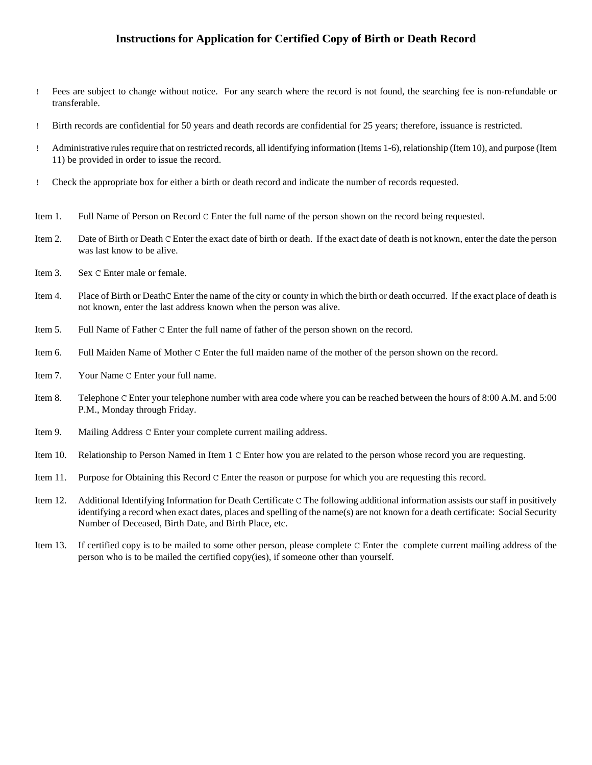# Instructions for Application for Certified Copy of Birth or Death Record

- Fees are subject to change without notice. For any search where the record is not found, the searching fee is non-refundable or transferable.
- Birth records are confidential for 50 years and death records are confidential for 25 years; therefore, issuance is restricted.
- Administrative rules require that on restricted records, all identifying information (Items 1-6), relationship (Item 10), and purpose (Item 11) be provided in order to issue the record.
- Check the appropriate box for either a birth or death record and indicate the number of records requested.

Item 1. Full Name of Person on Record – Enter the full name of the person shown on the record being requested.

Item 2. Date of Birth or Death – Enter the exact date of birth or death. If the exact date of death is not known, enter the date the person was last know to be alive.

Item 3. Sex – Enter male or female.

Item 4. Place of Birth or Death– Enter the name of the city or county in which the birth or death occurred. If the exact place of death is not known, enter the last address known when the person was alive.

Item 5. Full Name of Father – Enter the full name of father of the person shown on the record.

Item 6. Full Maiden Name of Mother – Enter the full maiden name of the mother of the person shown on the record.

Item 7. Your Name – Enter your full name.

Item 8. Telephone – Enter your telephone number with area code where you can be reached between the hours of 8:00 A.M. and 5:00 P.M., Monday through Friday.

Item 9. Mailing Address – Enter your complete current mailing address.

Item 10. Relationship to Person Named in Item 1 – Enter how you are related to the person whose record you are requesting.

Item 11. Purpose for Obtaining this Record – Enter the reason or purpose for which you are requesting this record.

Item 12. Additional Identifying Information for Death Certificate – The following additional information assists our staff in positively identifying a record when exact dates, places and spelling of the name(s) are not known for a death certificate: Social Security Number of Deceased, Birth Date, and Birth Place, etc.

Item 13. If certified copy is to be mailed to some other person, please complete – Enter the complete current mailing address of the person who is to be mailed the certified copy(ies), if someone other than yourself.